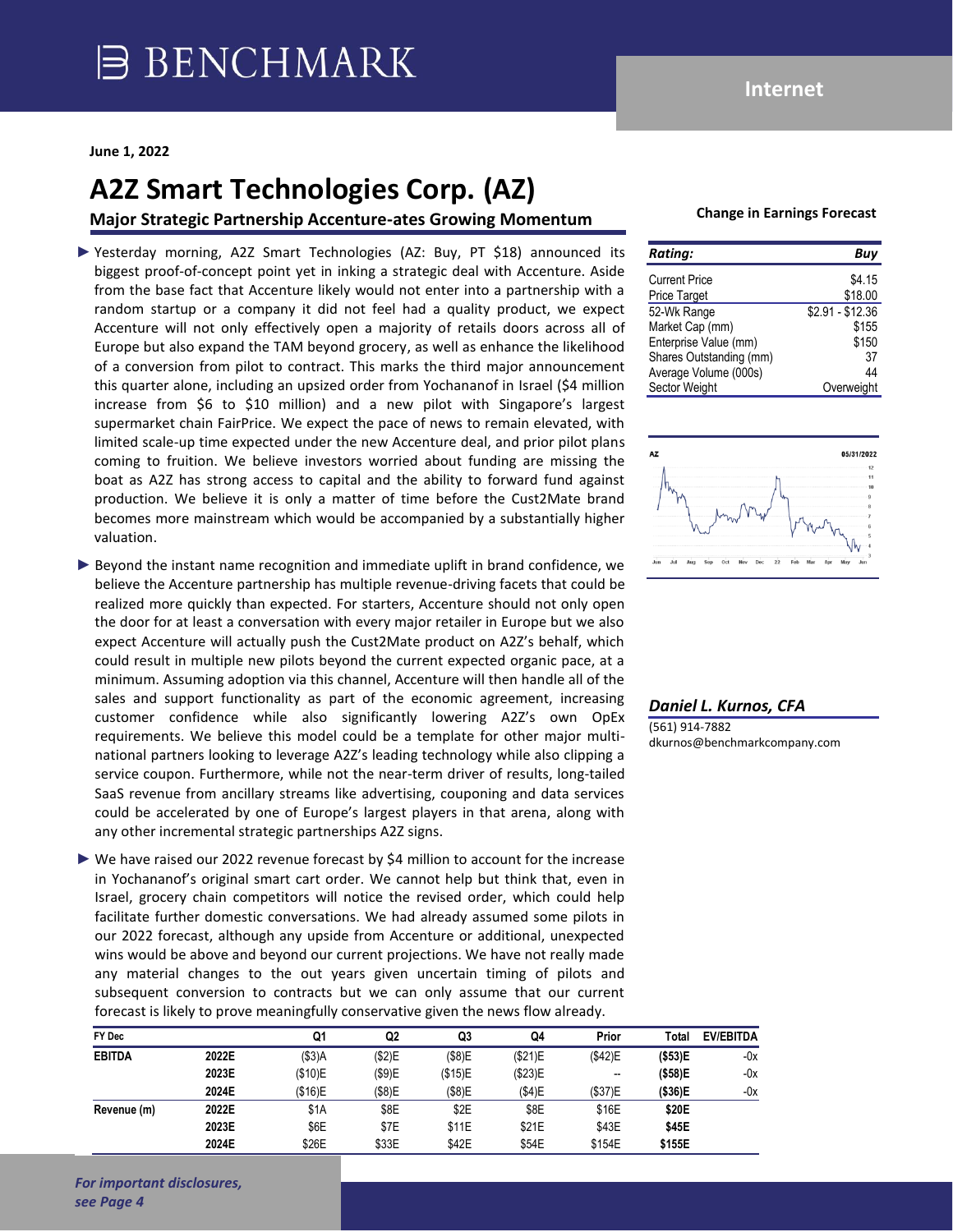BENCHMARK

**Internet**

**June 1, 2022**

# A2Z Smart Technologies Corp. (AZ)

## Major Strategic Partnership Accenture-ates Growing Momentum

- Yesterday morning, A2Z Smart Technologies (AZ: Buy, PT $18) announced its biggest proof-of-concept point yet in inking a strategic deal with Accenture. Aside from the base fact that Accenture likely would not enter into a partnership with a random startup or a company it did not feel had a quality product, we expect Accenture will not only effectively open a majority of retails doors across all of Europe but also expand the TAM beyond grocery, as well as enhance the likelihood of a conversion from pilot to contract. This marks the third major announcement this quarter alone, including an upsized order from Yochananof in Israel ($4 million increase from $6 to $10 million) and a new pilot with Singapore's largest supermarket chain FairPrice. We expect the pace of news to remain elevated, with limited scale-up time expected under the new Accenture deal, and prior pilot plans coming to fruition. We believe investors worried about funding are missing the boat as A2Z has strong access to capital and the ability to forward fund against production. We believe it is only a matter of time before the Cust2Mate brand becomes more mainstream which would be accompanied by a substantially higher valuation.

- Beyond the instant name recognition and immediate uplift in brand confidence, we believe the Accenture partnership has multiple revenue-driving facets that could be realized more quickly than expected. For starters, Accenture should not only open the door for at least a conversation with every major retailer in Europe but we also expect Accenture will actually push the Cust2Mate product on A2Z's behalf, which could result in multiple new pilots beyond the current expected organic pace, at a minimum. Assuming adoption via this channel, Accenture will then handle all of the sales and support functionality as part of the economic agreement, increasing customer confidence while also significantly lowering A2Z's own OpEx requirements. We believe this model could be a template for other major multi-national partners looking to leverage A2Z's leading technology while also clipping a service coupon. Furthermore, while not the near-term driver of results, long-tailed SaaS revenue from ancillary streams like advertising, couponing and data services could be accelerated by one of Europe's largest players in that arena, along with any other incremental strategic partnerships A2Z signs.

- We have raised our 2022 revenue forecast by $4 million to account for the increase in Yochananof's original smart cart order. We cannot help but think that, even in Israel, grocery chain competitors will notice the revised order, which could help facilitate further domestic conversations. We had already assumed some pilots in our 2022 forecast, although any upside from Accenture or additional, unexpected wins would be above and beyond our current projections. We have not really made any material changes to the out years given uncertain timing of pilots and subsequent conversion to contracts but we can only assume that our current forecast is likely to prove meaningfully conservative given the news flow already.

**Change in Earnings Forecast**

| *Rating:* | *Buy* |
|---|---|
| Current Price | $4.15 |
| Price Target | $18.00 |
| 52-Wk Range | $2.91 - $12.36 |
| Market Cap (mm) | $155 |
| Enterprise Value (mm) | $150 |
| Shares Outstanding (mm) | 37 |
| Average Volume (000s) | 44 |
| Sector Weight | Overweight |

***Daniel L. Kurnos, CFA***
(561) 914-7882
dkurnos@benchmarkcompany.com

| FY Dec | | Q1 | Q2 | Q3 | Q4 | Prior | Total | EV/EBITDA |
|---|---|---|---|---|---|---|---|---|
| **EBITDA** | **2022E** | ($3)A | ($2)E | ($8)E | ($21)E | ($42)E | **($53)E** | -0x |
| | **2023E** | ($10)E | ($9)E | ($15)E | ($23)E | -- | **($58)E** | -0x |
| | **2024E** | ($16)E | ($8)E | ($8)E | ($4)E | ($37)E | **($36)E** | -0x |
| **Revenue (m)** | **2022E** | $1A | $8E | $2E | $8E | $16E | **$20E** | |
| | **2023E** | $6E | $7E | $11E | $21E | $43E | **$45E** | |
| | **2024E** | $26E | $33E | $42E | $54E | $154E | **$155E** | |

*For important disclosures, see Page 4*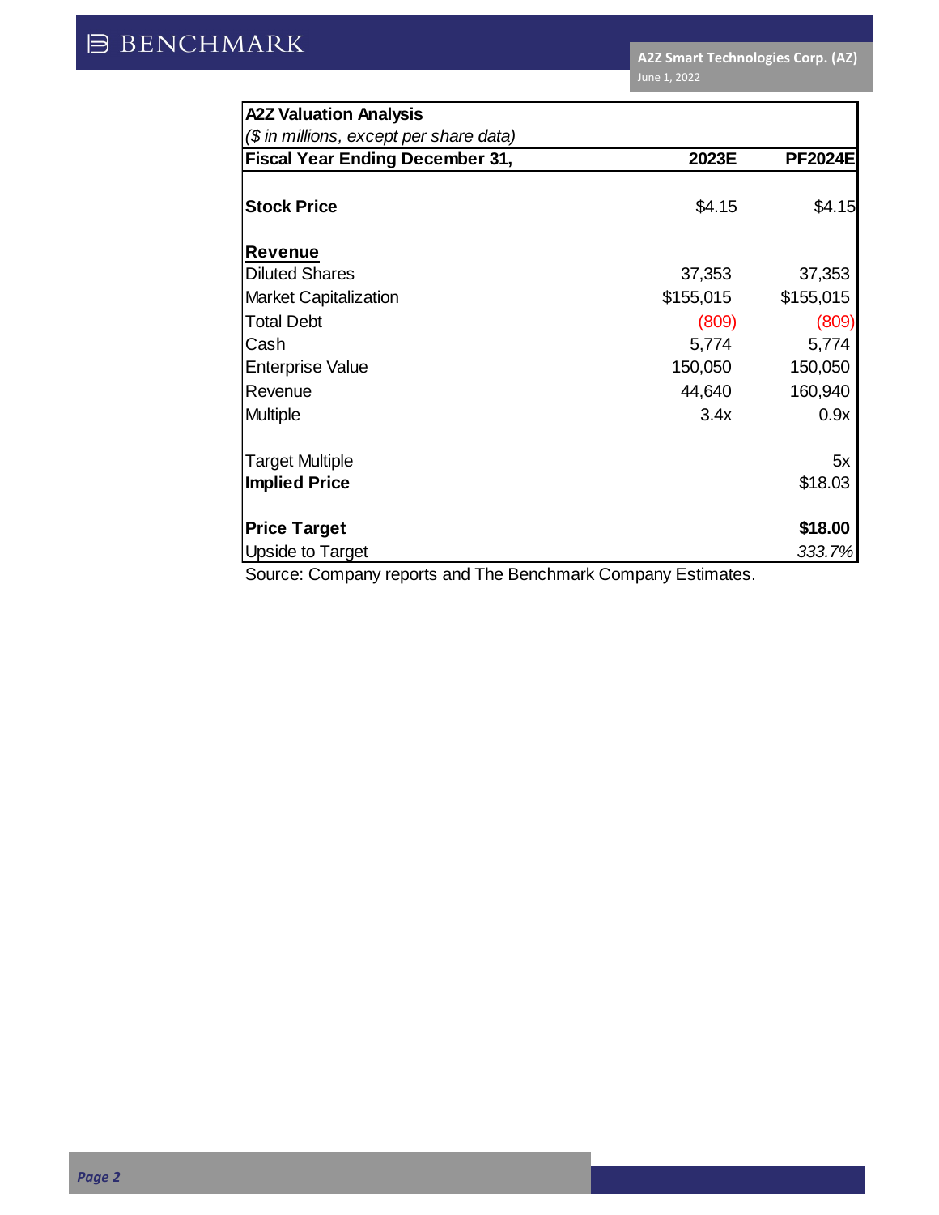| **A2Z Valuation Analysis** | | |
|---|---|---|
| *($ in millions, except per share data)* | | |
| **Fiscal Year Ending December 31,** | **2023E** | **PF2024E** |
| **Stock Price** | $4.15 | $4.15 |
| **Revenue** | | |
| Diluted Shares | 37,353 | 37,353 |
| Market Capitalization | $155,015 | $155,015 |
| Total Debt | (809) | (809) |
| Cash | 5,774 | 5,774 |
| Enterprise Value | 150,050 | 150,050 |
| Revenue | 44,640 | 160,940 |
| Multiple | 3.4x | 0.9x |
| Target Multiple | | 5x |
| **Implied Price** | | $18.03 |
| **Price Target** | | **$18.00** |
| Upside to Target | | *333.7%* |

Source: Company reports and The Benchmark Company Estimates.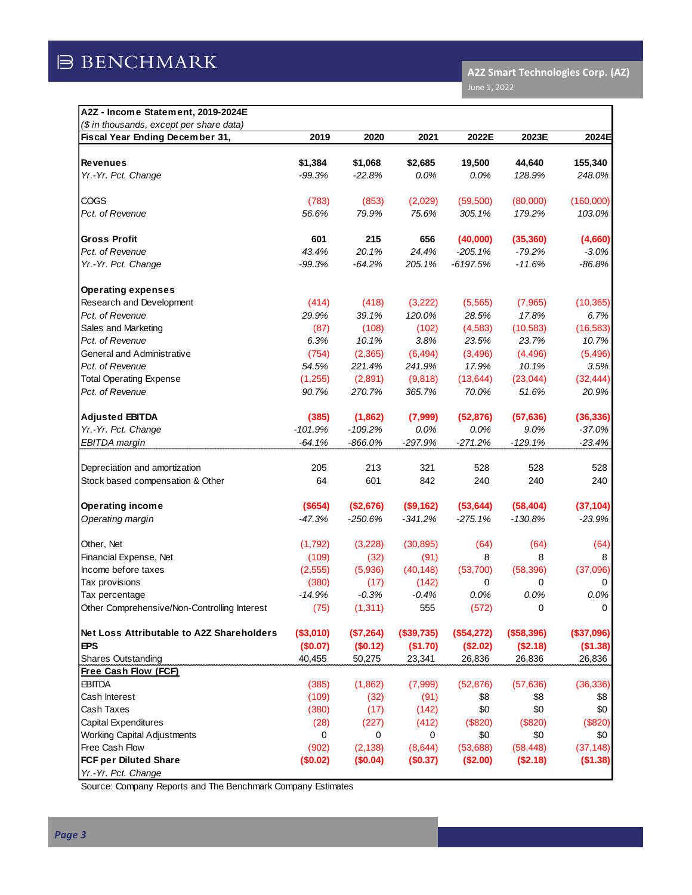**A2Z - Income Statement, 2019-2024E**
*($ in thousands, except per share data)*

| Fiscal Year Ending December 31, | 2019 | 2020 | 2021 | 2022E | 2023E | 2024E |
|---|---|---|---|---|---|---|
| **Revenues** | **$1,384** | **$1,068** | **$2,685** | **19,500** | **44,640** | **155,340** |
| *Yr.-Yr. Pct. Change* | *-99.3%* | *-22.8%* | *0.0%* | *0.0%* | *128.9%* | *248.0%* |
| | | | | | | |
| COGS | (783) | (853) | (2,029) | (59,500) | (80,000) | (160,000) |
| *Pct. of Revenue* | *56.6%* | *79.9%* | *75.6%* | *305.1%* | *179.2%* | *103.0%* |
| | | | | | | |
| **Gross Profit** | **601** | **215** | **656** | **(40,000)** | **(35,360)** | **(4,660)** |
| *Pct. of Revenue* | *43.4%* | *20.1%* | *24.4%* | *-205.1%* | *-79.2%* | *-3.0%* |
| *Yr.-Yr. Pct. Change* | *-99.3%* | *-64.2%* | *205.1%* | *-6197.5%* | *-11.6%* | *-86.8%* |
| | | | | | | |
| **Operating expenses** | | | | | | |
| Research and Development | (414) | (418) | (3,222) | (5,565) | (7,965) | (10,365) |
| *Pct. of Revenue* | *29.9%* | *39.1%* | *120.0%* | *28.5%* | *17.8%* | *6.7%* |
| Sales and Marketing | (87) | (108) | (102) | (4,583) | (10,583) | (16,583) |
| *Pct. of Revenue* | *6.3%* | *10.1%* | *3.8%* | *23.5%* | *23.7%* | *10.7%* |
| General and Administrative | (754) | (2,365) | (6,494) | (3,496) | (4,496) | (5,496) |
| *Pct. of Revenue* | *54.5%* | *221.4%* | *241.9%* | *17.9%* | *10.1%* | *3.5%* |
| Total Operating Expense | (1,255) | (2,891) | (9,818) | (13,644) | (23,044) | (32,444) |
| *Pct. of Revenue* | *90.7%* | *270.7%* | *365.7%* | *70.0%* | *51.6%* | *20.9%* |
| | | | | | | |
| **Adjusted EBITDA** | **(385)** | **(1,862)** | **(7,999)** | **(52,876)** | **(57,636)** | **(36,336)** |
| *Yr.-Yr. Pct. Change* | *-101.9%* | *-109.2%* | *0.0%* | *0.0%* | *9.0%* | *-37.0%* |
| *EBITDA margin* | *-64.1%* | *-866.0%* | *-297.9%* | *-271.2%* | *-129.1%* | *-23.4%* |
| | | | | | | |
| Depreciation and amortization | 205 | 213 | 321 | 528 | 528 | 528 |
| Stock based compensation & Other | 64 | 601 | 842 | 240 | 240 | 240 |
| | | | | | | |
| **Operating income** | **($654)** | **($2,676)** | **($9,162)** | **($53,644)** | **($58,404)** | **($37,104)** |
| *Operating margin* | *-47.3%* | *-250.6%* | *-341.2%* | *-275.1%* | *-130.8%* | *-23.9%* |
| | | | | | | |
| Other, Net | (1,792) | (3,228) | (30,895) | (64) | (64) | (64) |
| Financial Expense, Net | (109) | (32) | (91) | 8 | 8 | 8 |
| Income before taxes | (2,555) | (5,936) | (40,148) | (53,700) | (58,396) | (37,096) |
| Tax provisions | (380) | (17) | (142) | 0 | 0 | 0 |
| Tax percentage | *-14.9%* | *-0.3%* | *-0.4%* | *0.0%* | *0.0%* | *0.0%* |
| Other Comprehensive/Non-Controlling Interest | (75) | (1,311) | 555 | (572) | 0 | 0 |
| | | | | | | |
| **Net Loss Attributable to A2Z Shareholders** | **($3,010)** | **($7,264)** | **($39,735)** | **($54,272)** | **($58,396)** | **($37,096)** |
| **EPS** | **($0.07)** | **($0.12)** | **($1.70)** | **($2.02)** | **($2.18)** | **($1.38)** |
| Shares Outstanding | 40,455 | 50,275 | 23,341 | 26,836 | 26,836 | 26,836 |
| **Free Cash Flow (FCF)** | | | | | | |
| EBITDA | (385) | (1,862) | (7,999) | (52,876) | (57,636) | (36,336) |
| Cash Interest | (109) | (32) | (91) | $8 | $8 | $8 |
| Cash Taxes | (380) | (17) | (142) | $0 | $0 | $0 |
| Capital Expenditures | (28) | (227) | (412) | ($820) | ($820) | ($820) |
| Working Capital Adjustments | 0 | 0 | 0 | $0 | $0 | $0 |
| Free Cash Flow | (902) | (2,138) | (8,644) | (53,688) | (58,448) | (37,148) |
| **FCF per Diluted Share** | **($0.02)** | **($0.04)** | **($0.37)** | **($2.00)** | **($2.18)** | **($1.38)** |
| *Yr.-Yr. Pct. Change* | | | | | | |

Source: Company Reports and The Benchmark Company Estimates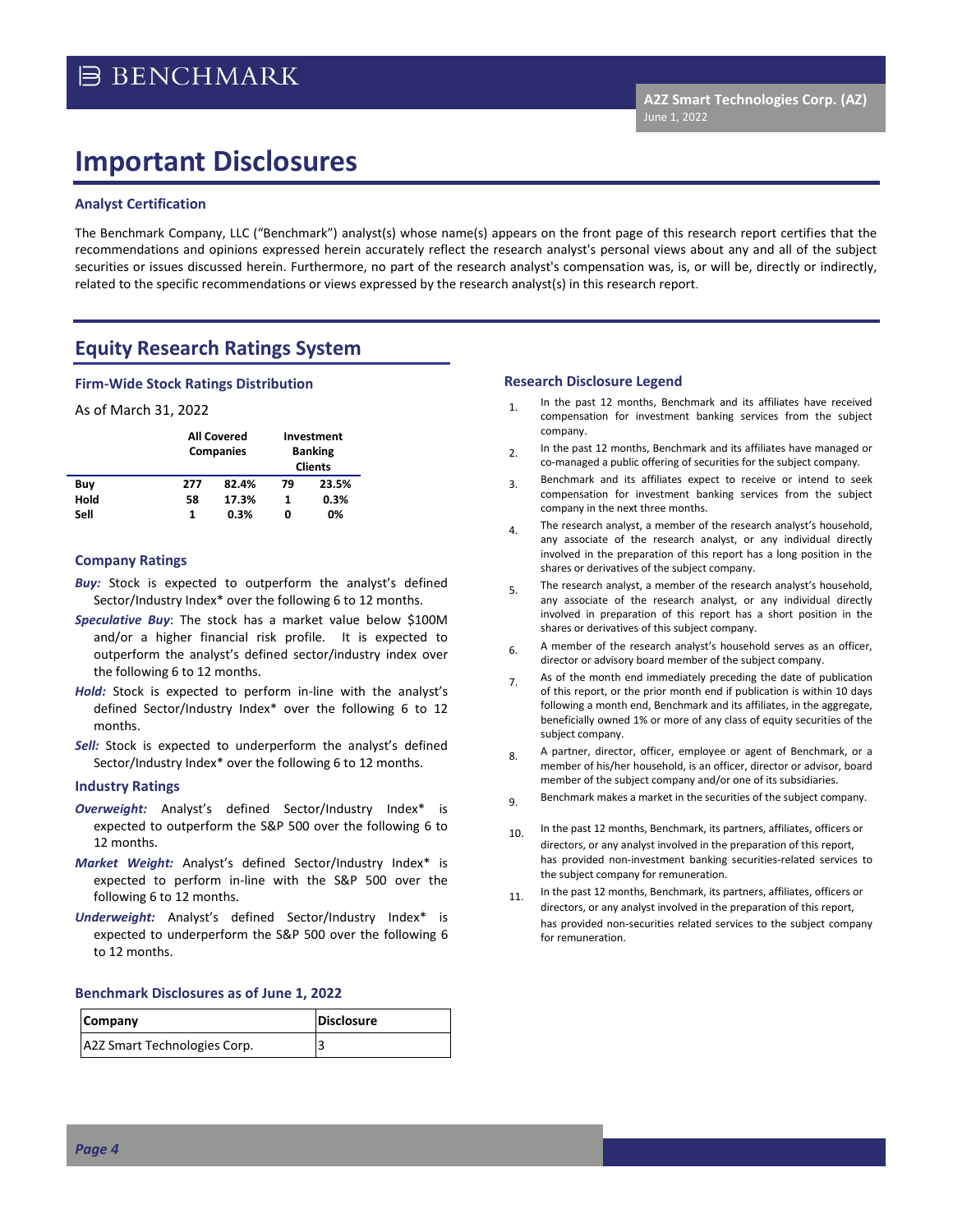# Important Disclosures

### Analyst Certification

The Benchmark Company, LLC ("Benchmark") analyst(s) whose name(s) appears on the front page of this research report certifies that the recommendations and opinions expressed herein accurately reflect the research analyst's personal views about any and all of the subject securities or issues discussed herein. Furthermore, no part of the research analyst's compensation was, is, or will be, directly or indirectly, related to the specific recommendations or views expressed by the research analyst(s) in this research report.

## Equity Research Ratings System

### Firm-Wide Stock Ratings Distribution

As of March 31, 2022

| | All Covered Companies | | Investment Banking Clients | |
|---|---|---|---|---|
| **Buy** | 277 | 82.4% | 79 | 23.5% |
| **Hold** | 58 | 17.3% | 1 | 0.3% |
| **Sell** | 1 | 0.3% | 0 | 0% |

### Company Ratings

***Buy:*** Stock is expected to outperform the analyst's defined Sector/Industry Index* over the following 6 to 12 months.

***Speculative Buy***: The stock has a market value below $100M and/or a higher financial risk profile. It is expected to outperform the analyst's defined sector/industry index over the following 6 to 12 months.

***Hold:*** Stock is expected to perform in-line with the analyst's defined Sector/Industry Index* over the following 6 to 12 months.

***Sell:*** Stock is expected to underperform the analyst's defined Sector/Industry Index* over the following 6 to 12 months.

### Industry Ratings

***Overweight:*** Analyst's defined Sector/Industry Index* is expected to outperform the S&P 500 over the following 6 to 12 months.

***Market Weight:*** Analyst's defined Sector/Industry Index* is expected to perform in-line with the S&P 500 over the following 6 to 12 months.

***Underweight:*** Analyst's defined Sector/Industry Index* is expected to underperform the S&P 500 over the following 6 to 12 months.

### Benchmark Disclosures as of June 1, 2022

| Company | Disclosure |
|---|---|
| A2Z Smart Technologies Corp. | 3 |

### Research Disclosure Legend

1. In the past 12 months, Benchmark and its affiliates have received compensation for investment banking services from the subject company.
2. In the past 12 months, Benchmark and its affiliates have managed or co-managed a public offering of securities for the subject company.
3. Benchmark and its affiliates expect to receive or intend to seek compensation for investment banking services from the subject company in the next three months.
4. The research analyst, a member of the research analyst's household, any associate of the research analyst, or any individual directly involved in the preparation of this report has a long position in the shares or derivatives of the subject company.
5. The research analyst, a member of the research analyst's household, any associate of the research analyst, or any individual directly involved in preparation of this report has a short position in the shares or derivatives of this subject company.
6. A member of the research analyst's household serves as an officer, director or advisory board member of the subject company.
7. As of the month end immediately preceding the date of publication of this report, or the prior month end if publication is within 10 days following a month end, Benchmark and its affiliates, in the aggregate, beneficially owned 1% or more of any class of equity securities of the subject company.
8. A partner, director, officer, employee or agent of Benchmark, or a member of his/her household, is an officer, director or advisor, board member of the subject company and/or one of its subsidiaries.
9. Benchmark makes a market in the securities of the subject company.
10. In the past 12 months, Benchmark, its partners, affiliates, officers or directors, or any analyst involved in the preparation of this report, has provided non-investment banking securities-related services to the subject company for remuneration.
11. In the past 12 months, Benchmark, its partners, affiliates, officers or directors, or any analyst involved in the preparation of this report, has provided non-securities related services to the subject company for remuneration.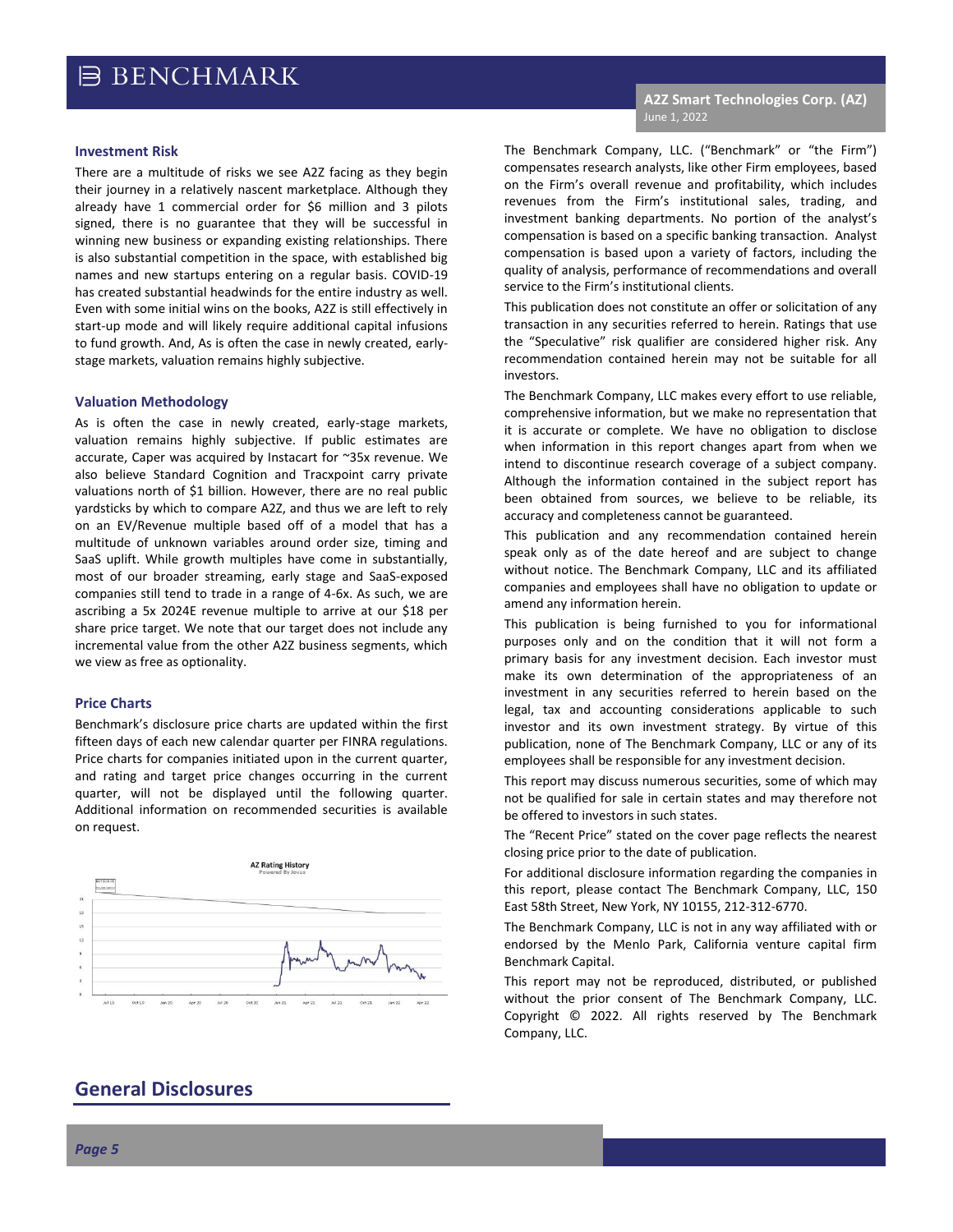### Investment Risk

There are a multitude of risks we see A2Z facing as they begin their journey in a relatively nascent marketplace. Although they already have 1 commercial order for $6 million and 3 pilots signed, there is no guarantee that they will be successful in winning new business or expanding existing relationships. There is also substantial competition in the space, with established big names and new startups entering on a regular basis. COVID-19 has created substantial headwinds for the entire industry as well. Even with some initial wins on the books, A2Z is still effectively in start-up mode and will likely require additional capital infusions to fund growth. And, As is often the case in newly created, early-stage markets, valuation remains highly subjective.

### Valuation Methodology

As is often the case in newly created, early-stage markets, valuation remains highly subjective. If public estimates are accurate, Caper was acquired by Instacart for ~35x revenue. We also believe Standard Cognition and Tracxpoint carry private valuations north of $1 billion. However, there are no real public yardsticks by which to compare A2Z, and thus we are left to rely on an EV/Revenue multiple based off of a model that has a multitude of unknown variables around order size, timing and SaaS uplift. While growth multiples have come in substantially, most of our broader streaming, early stage and SaaS-exposed companies still tend to trade in a range of 4-6x. As such, we are ascribing a 5x 2024E revenue multiple to arrive at our $18 per share price target. We note that our target does not include any incremental value from the other A2Z business segments, which we view as free as optionality.

### Price Charts

Benchmark's disclosure price charts are updated within the first fifteen days of each new calendar quarter per FINRA regulations. Price charts for companies initiated upon in the current quarter, and rating and target price changes occurring in the current quarter, will not be displayed until the following quarter. Additional information on recommended securities is available on request.

AZ Rating History
Powered By Jovus

## General Disclosures

The Benchmark Company, LLC. ("Benchmark" or "the Firm") compensates research analysts, like other Firm employees, based on the Firm's overall revenue and profitability, which includes revenues from the Firm's institutional sales, trading, and investment banking departments. No portion of the analyst's compensation is based on a specific banking transaction. Analyst compensation is based upon a variety of factors, including the quality of analysis, performance of recommendations and overall service to the Firm's institutional clients.

This publication does not constitute an offer or solicitation of any transaction in any securities referred to herein. Ratings that use the "Speculative" risk qualifier are considered higher risk. Any recommendation contained herein may not be suitable for all investors.

The Benchmark Company, LLC makes every effort to use reliable, comprehensive information, but we make no representation that it is accurate or complete. We have no obligation to disclose when information in this report changes apart from when we intend to discontinue research coverage of a subject company. Although the information contained in the subject report has been obtained from sources, we believe to be reliable, its accuracy and completeness cannot be guaranteed.

This publication and any recommendation contained herein speak only as of the date hereof and are subject to change without notice. The Benchmark Company, LLC and its affiliated companies and employees shall have no obligation to update or amend any information herein.

This publication is being furnished to you for informational purposes only and on the condition that it will not form a primary basis for any investment decision. Each investor must make its own determination of the appropriateness of an investment in any securities referred to herein based on the legal, tax and accounting considerations applicable to such investor and its own investment strategy. By virtue of this publication, none of The Benchmark Company, LLC or any of its employees shall be responsible for any investment decision.

This report may discuss numerous securities, some of which may not be qualified for sale in certain states and may therefore not be offered to investors in such states.

The "Recent Price" stated on the cover page reflects the nearest closing price prior to the date of publication.

For additional disclosure information regarding the companies in this report, please contact The Benchmark Company, LLC, 150 East 58th Street, New York, NY 10155, 212-312-6770.

The Benchmark Company, LLC is not in any way affiliated with or endorsed by the Menlo Park, California venture capital firm Benchmark Capital.

This report may not be reproduced, distributed, or published without the prior consent of The Benchmark Company, LLC. Copyright © 2022. All rights reserved by The Benchmark Company, LLC.